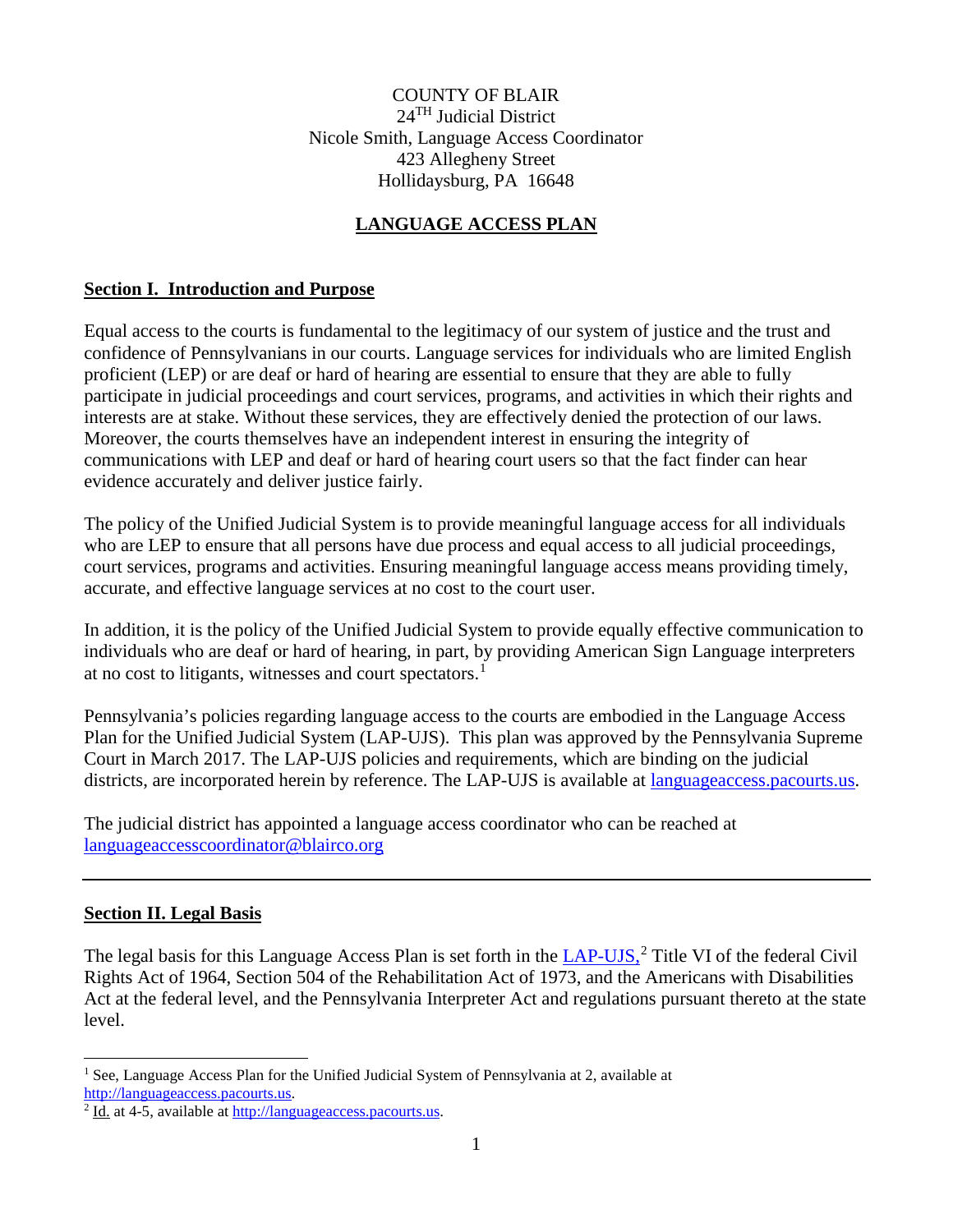COUNTY OF BLAIR
24TH Judicial District
Nicole Smith, Language Access Coordinator
423 Allegheny Street
Hollidaysburg, PA 16648

# LANGUAGE ACCESS PLAN

## Section I. Introduction and Purpose

Equal access to the courts is fundamental to the legitimacy of our system of justice and the trust and confidence of Pennsylvanians in our courts. Language services for individuals who are limited English proficient (LEP) or are deaf or hard of hearing are essential to ensure that they are able to fully participate in judicial proceedings and court services, programs, and activities in which their rights and interests are at stake. Without these services, they are effectively denied the protection of our laws. Moreover, the courts themselves have an independent interest in ensuring the integrity of communications with LEP and deaf or hard of hearing court users so that the fact finder can hear evidence accurately and deliver justice fairly.

The policy of the Unified Judicial System is to provide meaningful language access for all individuals who are LEP to ensure that all persons have due process and equal access to all judicial proceedings, court services, programs and activities. Ensuring meaningful language access means providing timely, accurate, and effective language services at no cost to the court user.

In addition, it is the policy of the Unified Judicial System to provide equally effective communication to individuals who are deaf or hard of hearing, in part, by providing American Sign Language interpreters at no cost to litigants, witnesses and court spectators.[1]

Pennsylvania's policies regarding language access to the courts are embodied in the Language Access Plan for the Unified Judicial System (LAP-UJS). This plan was approved by the Pennsylvania Supreme Court in March 2017. The LAP-UJS policies and requirements, which are binding on the judicial districts, are incorporated herein by reference. The LAP-UJS is available at languageaccess.pacourts.us.

The judicial district has appointed a language access coordinator who can be reached at languageaccesscoordinator@blairco.org

---

## Section II. Legal Basis

The legal basis for this Language Access Plan is set forth in the LAP-UJS,[2] Title VI of the federal Civil Rights Act of 1964, Section 504 of the Rehabilitation Act of 1973, and the Americans with Disabilities Act at the federal level, and the Pennsylvania Interpreter Act and regulations pursuant thereto at the state level.

---

[1] See, Language Access Plan for the Unified Judicial System of Pennsylvania at 2, available at http://languageaccess.pacourts.us.

[2] Id. at 4-5, available at http://languageaccess.pacourts.us.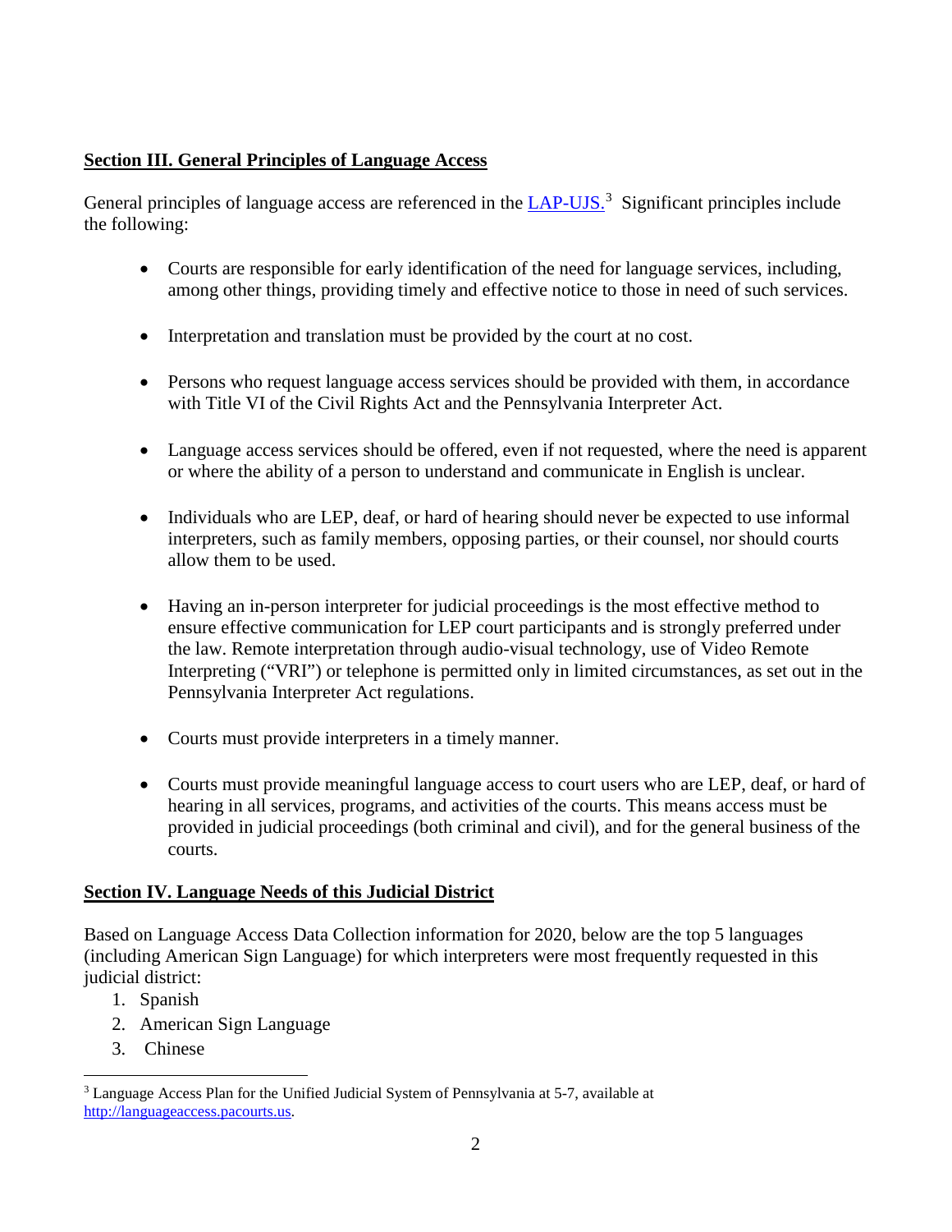**Section III. General Principles of Language Access**

General principles of language access are referenced in the LAP-UJS.[3] Significant principles include the following:

- Courts are responsible for early identification of the need for language services, including, among other things, providing timely and effective notice to those in need of such services.

- Interpretation and translation must be provided by the court at no cost.

- Persons who request language access services should be provided with them, in accordance with Title VI of the Civil Rights Act and the Pennsylvania Interpreter Act.

- Language access services should be offered, even if not requested, where the need is apparent or where the ability of a person to understand and communicate in English is unclear.

- Individuals who are LEP, deaf, or hard of hearing should never be expected to use informal interpreters, such as family members, opposing parties, or their counsel, nor should courts allow them to be used.

- Having an in-person interpreter for judicial proceedings is the most effective method to ensure effective communication for LEP court participants and is strongly preferred under the law. Remote interpretation through audio-visual technology, use of Video Remote Interpreting ("VRI") or telephone is permitted only in limited circumstances, as set out in the Pennsylvania Interpreter Act regulations.

- Courts must provide interpreters in a timely manner.

- Courts must provide meaningful language access to court users who are LEP, deaf, or hard of hearing in all services, programs, and activities of the courts. This means access must be provided in judicial proceedings (both criminal and civil), and for the general business of the courts.

**Section IV. Language Needs of this Judicial District**

Based on Language Access Data Collection information for 2020, below are the top 5 languages (including American Sign Language) for which interpreters were most frequently requested in this judicial district:

1. Spanish
2. American Sign Language
3. Chinese

[3] Language Access Plan for the Unified Judicial System of Pennsylvania at 5-7, available at http://languageaccess.pacourts.us.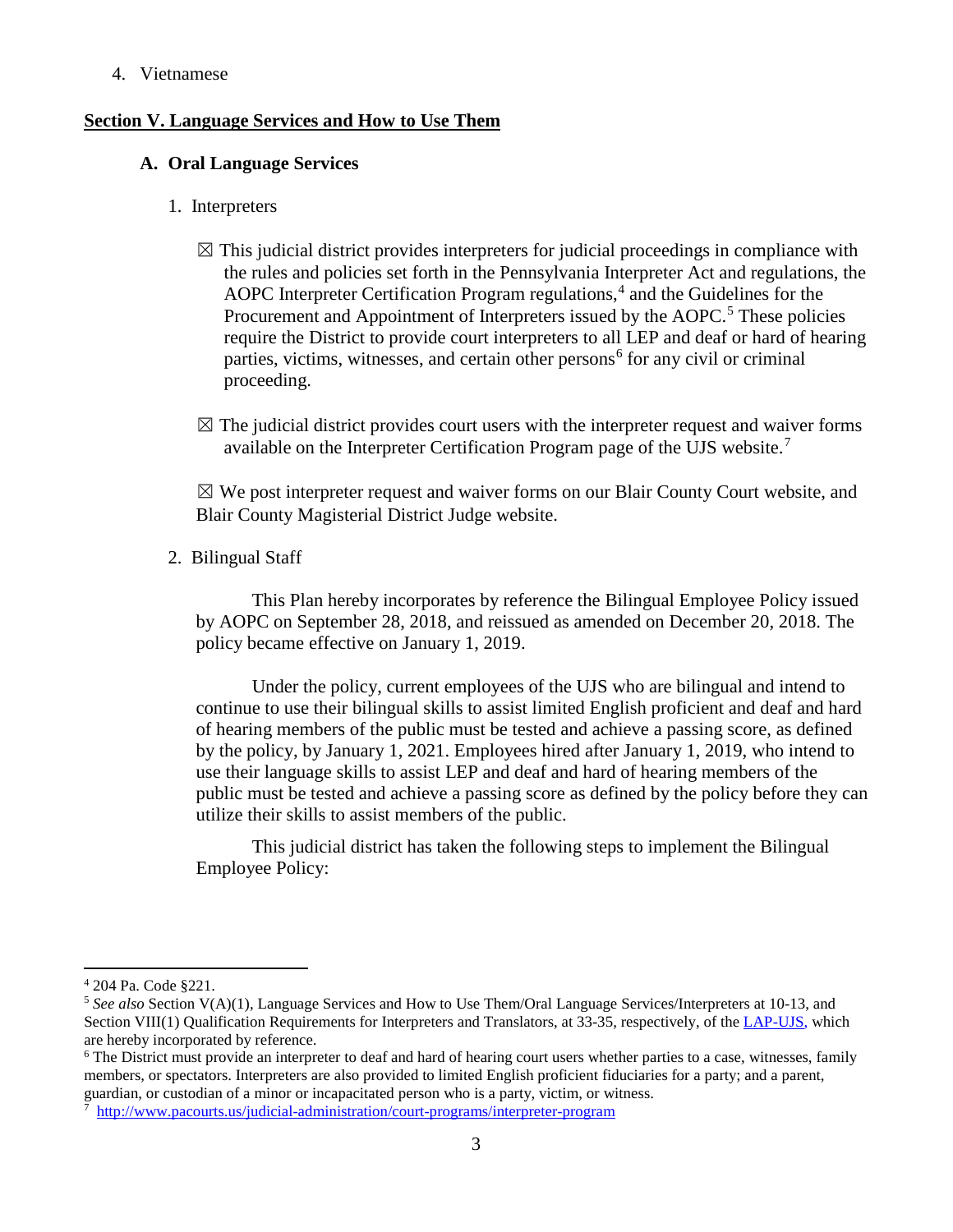4. Vietnamese

## Section V. Language Services and How to Use Them

### A. Oral Language Services

1. Interpreters

   ☒ This judicial district provides interpreters for judicial proceedings in compliance with the rules and policies set forth in the Pennsylvania Interpreter Act and regulations, the AOPC Interpreter Certification Program regulations,[4] and the Guidelines for the Procurement and Appointment of Interpreters issued by the AOPC.[5] These policies require the District to provide court interpreters to all LEP and deaf or hard of hearing parties, victims, witnesses, and certain other persons[6] for any civil or criminal proceeding.

   ☒ The judicial district provides court users with the interpreter request and waiver forms available on the Interpreter Certification Program page of the UJS website.[7]

   ☒ We post interpreter request and waiver forms on our Blair County Court website, and Blair County Magisterial District Judge website.

2. Bilingual Staff

   This Plan hereby incorporates by reference the Bilingual Employee Policy issued by AOPC on September 28, 2018, and reissued as amended on December 20, 2018. The policy became effective on January 1, 2019.

   Under the policy, current employees of the UJS who are bilingual and intend to continue to use their bilingual skills to assist limited English proficient and deaf and hard of hearing members of the public must be tested and achieve a passing score, as defined by the policy, by January 1, 2021. Employees hired after January 1, 2019, who intend to use their language skills to assist LEP and deaf and hard of hearing members of the public must be tested and achieve a passing score as defined by the policy before they can utilize their skills to assist members of the public.

   This judicial district has taken the following steps to implement the Bilingual Employee Policy:

---

[4] 204 Pa. Code §221.

[5] *See also* Section V(A)(1), Language Services and How to Use Them/Oral Language Services/Interpreters at 10-13, and Section VIII(1) Qualification Requirements for Interpreters and Translators, at 33-35, respectively, of the LAP-UJS, which are hereby incorporated by reference.

[6] The District must provide an interpreter to deaf and hard of hearing court users whether parties to a case, witnesses, family members, or spectators. Interpreters are also provided to limited English proficient fiduciaries for a party; and a parent, guardian, or custodian of a minor or incapacitated person who is a party, victim, or witness.

[7] http://www.pacourts.us/judicial-administration/court-programs/interpreter-program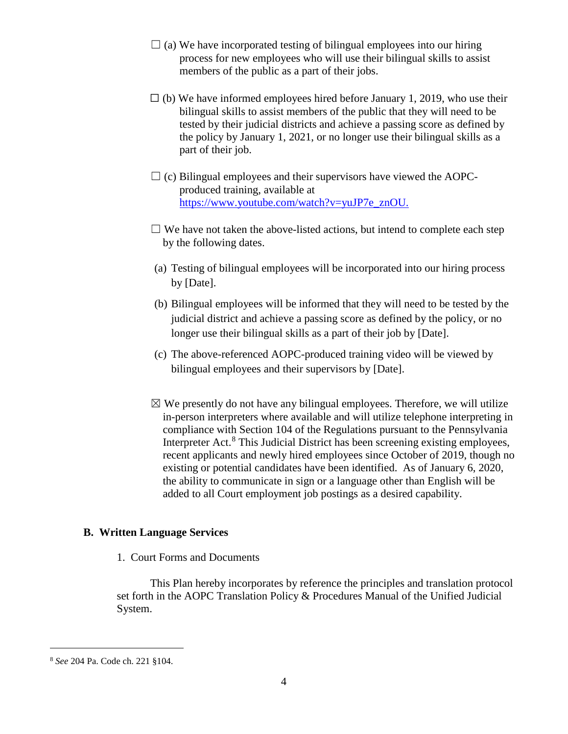☐ (a) We have incorporated testing of bilingual employees into our hiring process for new employees who will use their bilingual skills to assist members of the public as a part of their jobs.

☐ (b) We have informed employees hired before January 1, 2019, who use their bilingual skills to assist members of the public that they will need to be tested by their judicial districts and achieve a passing score as defined by the policy by January 1, 2021, or no longer use their bilingual skills as a part of their job.

☐ (c) Bilingual employees and their supervisors have viewed the AOPC-produced training, available at [https://www.youtube.com/watch?v=yuJP7e_znOU.](https://www.youtube.com/watch?v=yuJP7e_znOU)

☐ We have not taken the above-listed actions, but intend to complete each step by the following dates.

(a) Testing of bilingual employees will be incorporated into our hiring process by [Date].

(b) Bilingual employees will be informed that they will need to be tested by the judicial district and achieve a passing score as defined by the policy, or no longer use their bilingual skills as a part of their job by [Date].

(c) The above-referenced AOPC-produced training video will be viewed by bilingual employees and their supervisors by [Date].

☒ We presently do not have any bilingual employees. Therefore, we will utilize in-person interpreters where available and will utilize telephone interpreting in compliance with Section 104 of the Regulations pursuant to the Pennsylvania Interpreter Act.[8] This Judicial District has been screening existing employees, recent applicants and newly hired employees since October of 2019, though no existing or potential candidates have been identified. As of January 6, 2020, the ability to communicate in sign or a language other than English will be added to all Court employment job postings as a desired capability.

## B. Written Language Services

1. Court Forms and Documents

This Plan hereby incorporates by reference the principles and translation protocol set forth in the AOPC Translation Policy & Procedures Manual of the Unified Judicial System.

---

[8] *See* 204 Pa. Code ch. 221 §104.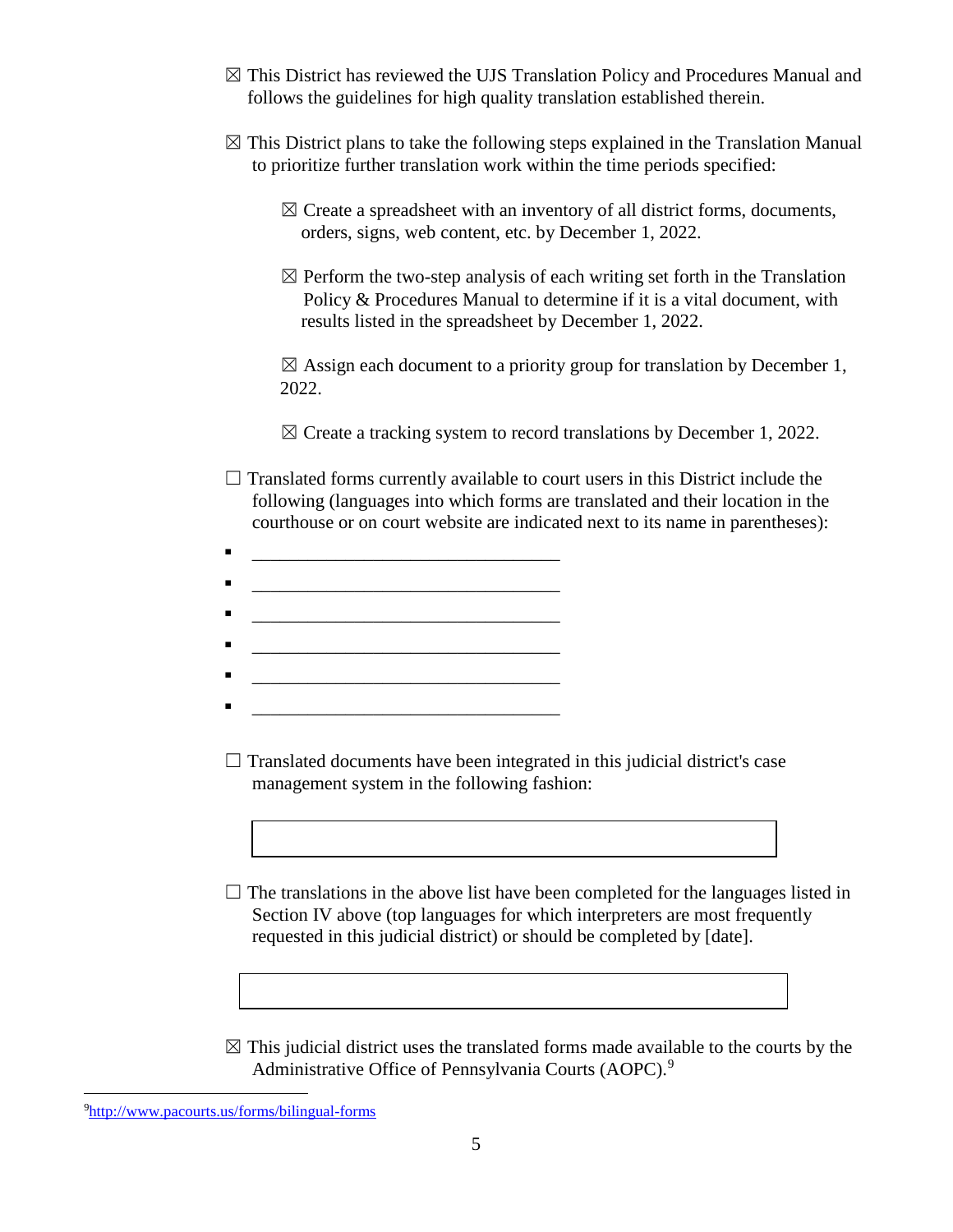☒ This District has reviewed the UJS Translation Policy and Procedures Manual and follows the guidelines for high quality translation established therein.

☒ This District plans to take the following steps explained in the Translation Manual to prioritize further translation work within the time periods specified:

> ☒ Create a spreadsheet with an inventory of all district forms, documents, orders, signs, web content, etc. by December 1, 2022.
>
> ☒ Perform the two-step analysis of each writing set forth in the Translation Policy & Procedures Manual to determine if it is a vital document, with results listed in the spreadsheet by December 1, 2022.
>
> ☒ Assign each document to a priority group for translation by December 1, 2022.
>
> ☒ Create a tracking system to record translations by December 1, 2022.

☐ Translated forms currently available to court users in this District include the following (languages into which forms are translated and their location in the courthouse or on court website are indicated next to its name in parentheses):

- ______________________________
- ______________________________
- ______________________________
- ______________________________
- ______________________________
- ______________________________

☐ Translated documents have been integrated in this judicial district's case management system in the following fashion:

| |
|---|
| |

☐ The translations in the above list have been completed for the languages listed in Section IV above (top languages for which interpreters are most frequently requested in this judicial district) or should be completed by [date].

| |
|---|
| |

☒ This judicial district uses the translated forms made available to the courts by the Administrative Office of Pennsylvania Courts (AOPC).[9]

[9] http://www.pacourts.us/forms/bilingual-forms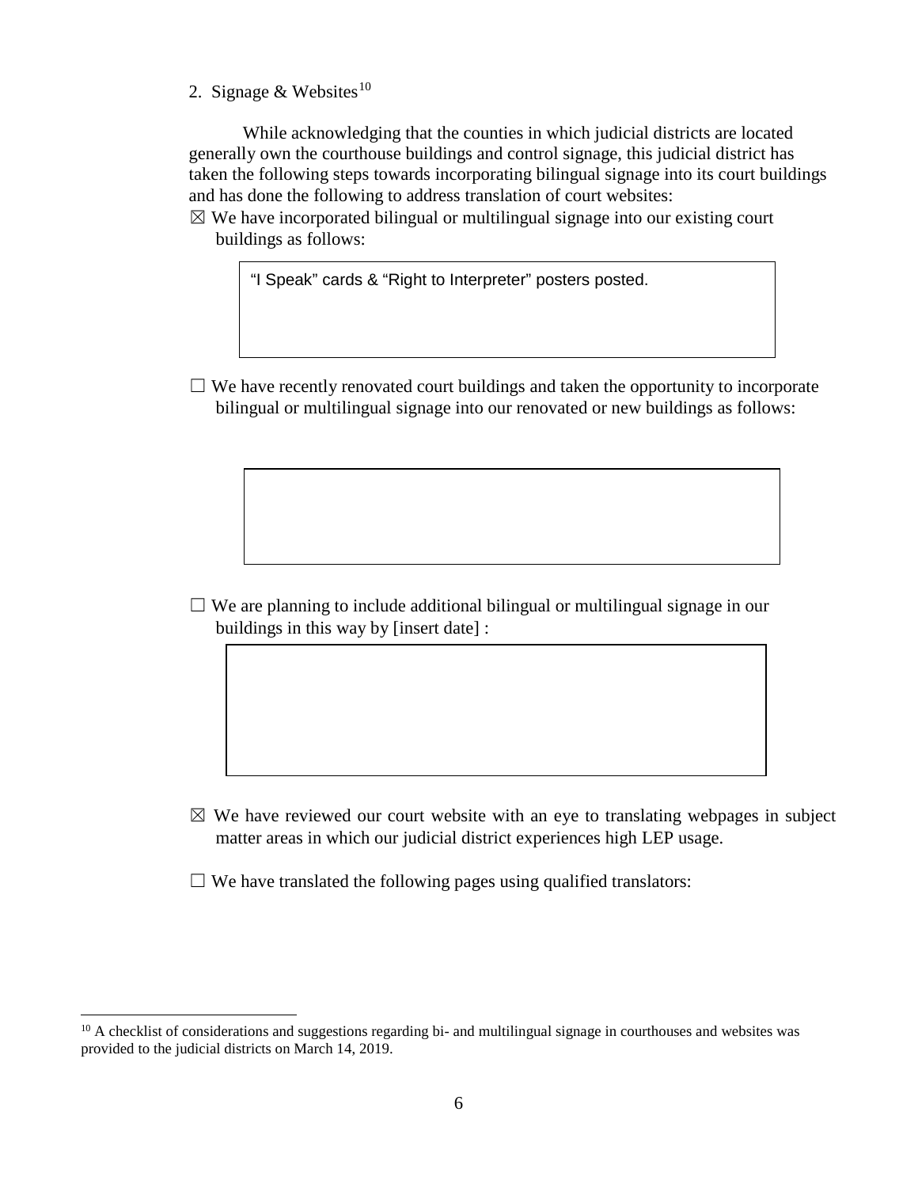2. Signage & Websites[10]

While acknowledging that the counties in which judicial districts are located generally own the courthouse buildings and control signage, this judicial district has taken the following steps towards incorporating bilingual signage into its court buildings and has done the following to address translation of court websites:

☒ We have incorporated bilingual or multilingual signage into our existing court buildings as follows:

> "I Speak" cards & "Right to Interpreter" posters posted.

☐ We have recently renovated court buildings and taken the opportunity to incorporate bilingual or multilingual signage into our renovated or new buildings as follows:

☐ We are planning to include additional bilingual or multilingual signage in our buildings in this way by [insert date] :

☒ We have reviewed our court website with an eye to translating webpages in subject matter areas in which our judicial district experiences high LEP usage.

☐ We have translated the following pages using qualified translators:

---

[10] A checklist of considerations and suggestions regarding bi- and multilingual signage in courthouses and websites was provided to the judicial districts on March 14, 2019.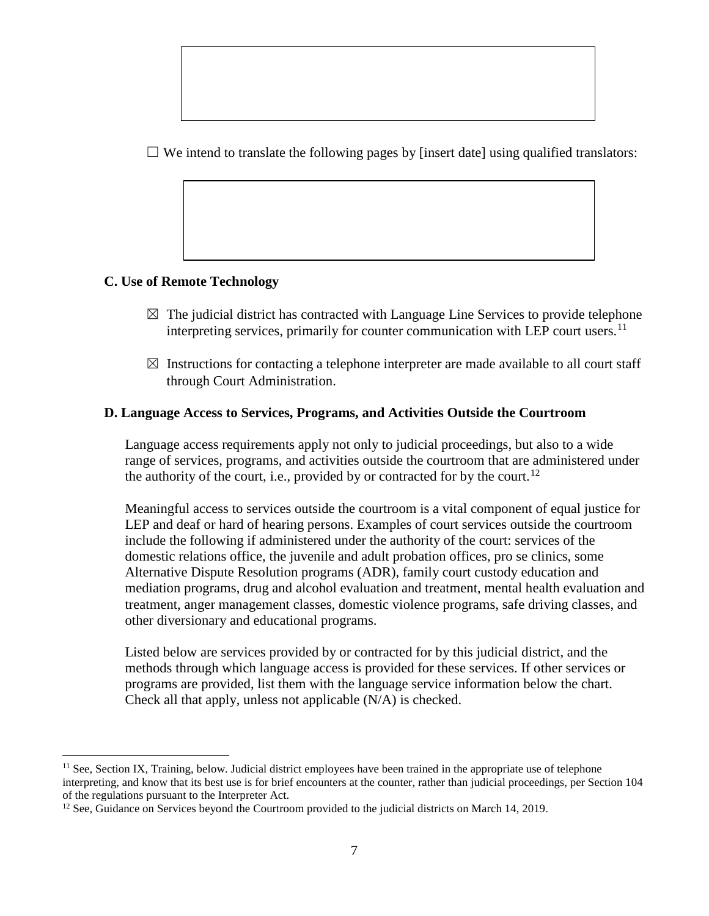☐ We intend to translate the following pages by [insert date] using qualified translators:

### C. Use of Remote Technology

☒ The judicial district has contracted with Language Line Services to provide telephone interpreting services, primarily for counter communication with LEP court users.[11]

☒ Instructions for contacting a telephone interpreter are made available to all court staff through Court Administration.

### D. Language Access to Services, Programs, and Activities Outside the Courtroom

Language access requirements apply not only to judicial proceedings, but also to a wide range of services, programs, and activities outside the courtroom that are administered under the authority of the court, i.e., provided by or contracted for by the court.[12]

Meaningful access to services outside the courtroom is a vital component of equal justice for LEP and deaf or hard of hearing persons. Examples of court services outside the courtroom include the following if administered under the authority of the court: services of the domestic relations office, the juvenile and adult probation offices, pro se clinics, some Alternative Dispute Resolution programs (ADR), family court custody education and mediation programs, drug and alcohol evaluation and treatment, mental health evaluation and treatment, anger management classes, domestic violence programs, safe driving classes, and other diversionary and educational programs.

Listed below are services provided by or contracted for by this judicial district, and the methods through which language access is provided for these services. If other services or programs are provided, list them with the language service information below the chart. Check all that apply, unless not applicable (N/A) is checked.

---

[11] See, Section IX, Training, below. Judicial district employees have been trained in the appropriate use of telephone interpreting, and know that its best use is for brief encounters at the counter, rather than judicial proceedings, per Section 104 of the regulations pursuant to the Interpreter Act.

[12] See, Guidance on Services beyond the Courtroom provided to the judicial districts on March 14, 2019.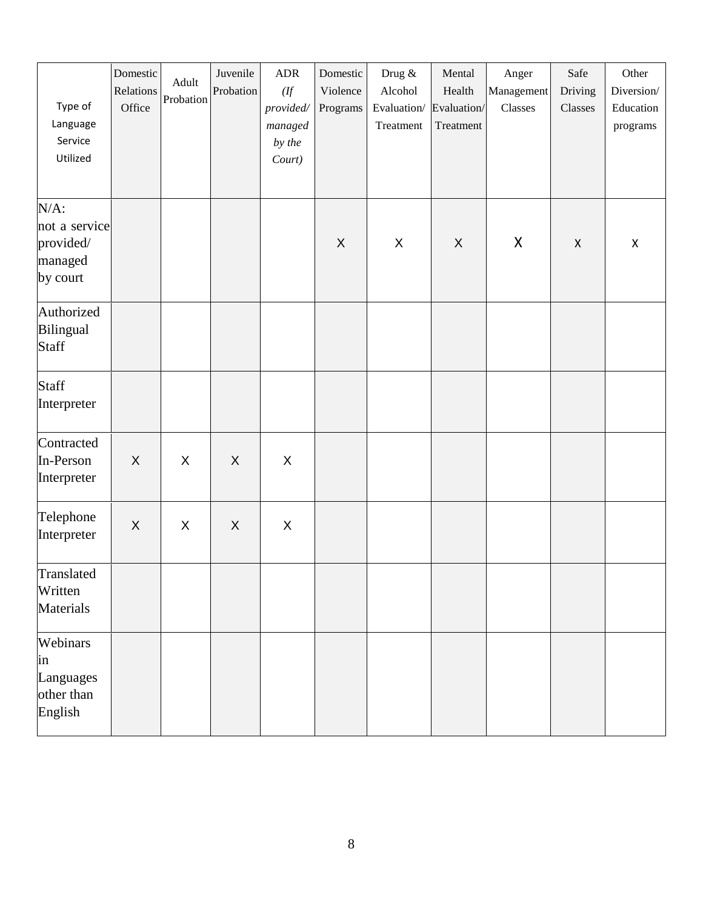| Type of Language Service Utilized | Domestic Relations Office | Adult Probation | Juvenile Probation | ADR *(If provided/ managed by the Court)* | Domestic Violence Programs | Drug & Alcohol Evaluation/ Treatment | Mental Health Evaluation/ Treatment | Anger Management Classes | Safe Driving Classes | Other Diversion/ Education programs |
|---|---|---|---|---|---|---|---|---|---|---|
| N/A: not a service provided/ managed by court | | | | | X | X | X | X | X | X |
| Authorized Bilingual Staff | | | | | | | | | | |
| Staff Interpreter | | | | | | | | | | |
| Contracted In-Person Interpreter | X | X | X | X | | | | | | |
| Telephone Interpreter | X | X | X | X | | | | | | |
| Translated Written Materials | | | | | | | | | | |
| Webinars in Languages other than English | | | | | | | | | | |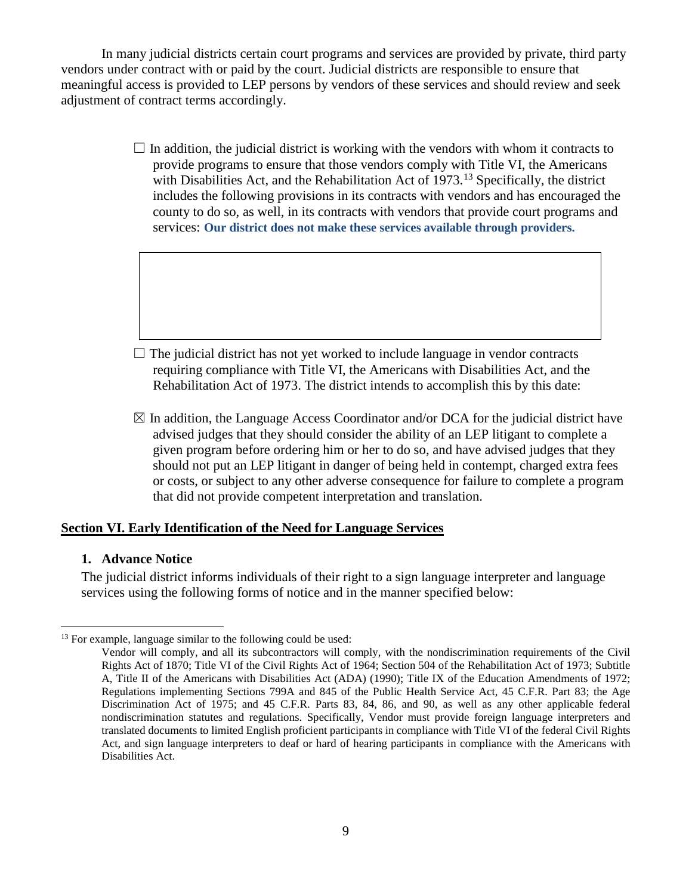In many judicial districts certain court programs and services are provided by private, third party vendors under contract with or paid by the court. Judicial districts are responsible to ensure that meaningful access is provided to LEP persons by vendors of these services and should review and seek adjustment of contract terms accordingly.

☐ In addition, the judicial district is working with the vendors with whom it contracts to provide programs to ensure that those vendors comply with Title VI, the Americans with Disabilities Act, and the Rehabilitation Act of 1973.[13] Specifically, the district includes the following provisions in its contracts with vendors and has encouraged the county to do so, as well, in its contracts with vendors that provide court programs and services: **Our district does not make these services available through providers.**

☐ The judicial district has not yet worked to include language in vendor contracts requiring compliance with Title VI, the Americans with Disabilities Act, and the Rehabilitation Act of 1973. The district intends to accomplish this by this date:

☒ In addition, the Language Access Coordinator and/or DCA for the judicial district have advised judges that they should consider the ability of an LEP litigant to complete a given program before ordering him or her to do so, and have advised judges that they should not put an LEP litigant in danger of being held in contempt, charged extra fees or costs, or subject to any other adverse consequence for failure to complete a program that did not provide competent interpretation and translation.

## Section VI. Early Identification of the Need for Language Services

### 1. Advance Notice

The judicial district informs individuals of their right to a sign language interpreter and language services using the following forms of notice and in the manner specified below:

---

[13] For example, language similar to the following could be used:

Vendor will comply, and all its subcontractors will comply, with the nondiscrimination requirements of the Civil Rights Act of 1870; Title VI of the Civil Rights Act of 1964; Section 504 of the Rehabilitation Act of 1973; Subtitle A, Title II of the Americans with Disabilities Act (ADA) (1990); Title IX of the Education Amendments of 1972; Regulations implementing Sections 799A and 845 of the Public Health Service Act, 45 C.F.R. Part 83; the Age Discrimination Act of 1975; and 45 C.F.R. Parts 83, 84, 86, and 90, as well as any other applicable federal nondiscrimination statutes and regulations. Specifically, Vendor must provide foreign language interpreters and translated documents to limited English proficient participants in compliance with Title VI of the federal Civil Rights Act, and sign language interpreters to deaf or hard of hearing participants in compliance with the Americans with Disabilities Act.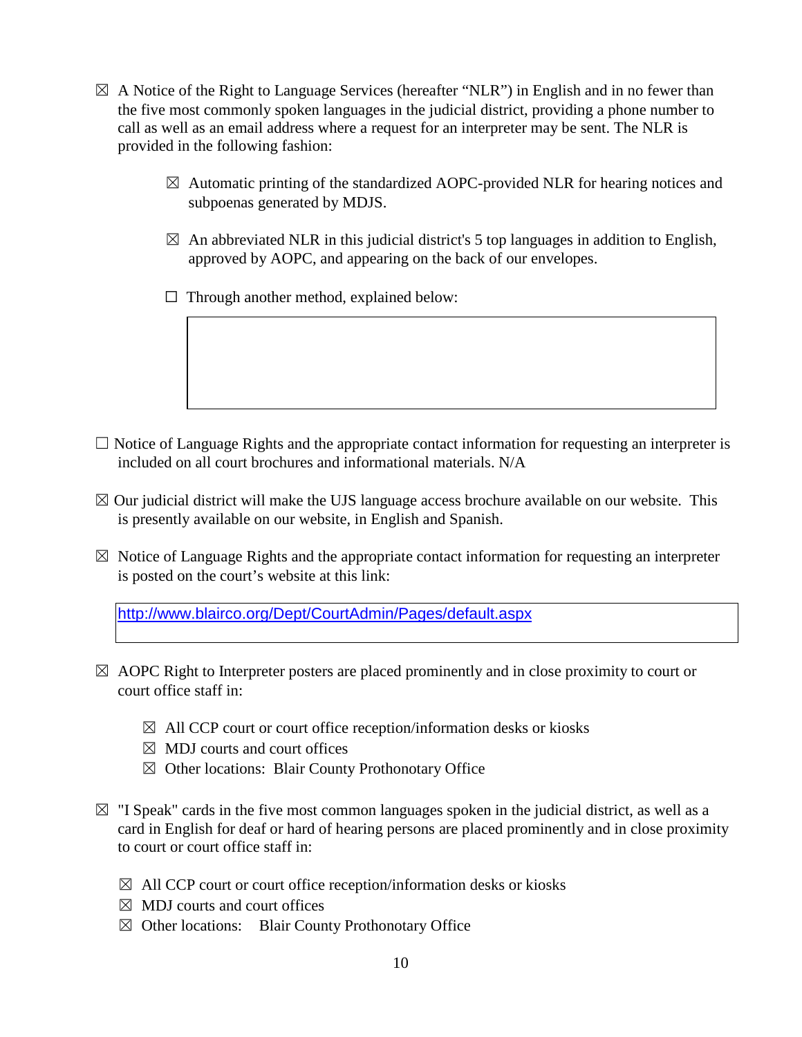☒ A Notice of the Right to Language Services (hereafter "NLR") in English and in no fewer than the five most commonly spoken languages in the judicial district, providing a phone number to call as well as an email address where a request for an interpreter may be sent. The NLR is provided in the following fashion:

> ☒ Automatic printing of the standardized AOPC-provided NLR for hearing notices and subpoenas generated by MDJS.
>
> ☒ An abbreviated NLR in this judicial district's 5 top languages in addition to English, approved by AOPC, and appearing on the back of our envelopes.
>
> ☐ Through another method, explained below:

| |
|---|
| |

☐ Notice of Language Rights and the appropriate contact information for requesting an interpreter is included on all court brochures and informational materials. N/A

☒ Our judicial district will make the UJS language access brochure available on our website. This is presently available on our website, in English and Spanish.

☒ Notice of Language Rights and the appropriate contact information for requesting an interpreter is posted on the court's website at this link:

| http://www.blairco.org/Dept/CourtAdmin/Pages/default.aspx |
|---|

☒ AOPC Right to Interpreter posters are placed prominently and in close proximity to court or court office staff in:

- ☒ All CCP court or court office reception/information desks or kiosks
- ☒ MDJ courts and court offices
- ☒ Other locations: Blair County Prothonotary Office

☒ "I Speak" cards in the five most common languages spoken in the judicial district, as well as a card in English for deaf or hard of hearing persons are placed prominently and in close proximity to court or court office staff in:

- ☒ All CCP court or court office reception/information desks or kiosks
- ☒ MDJ courts and court offices
- ☒ Other locations: Blair County Prothonotary Office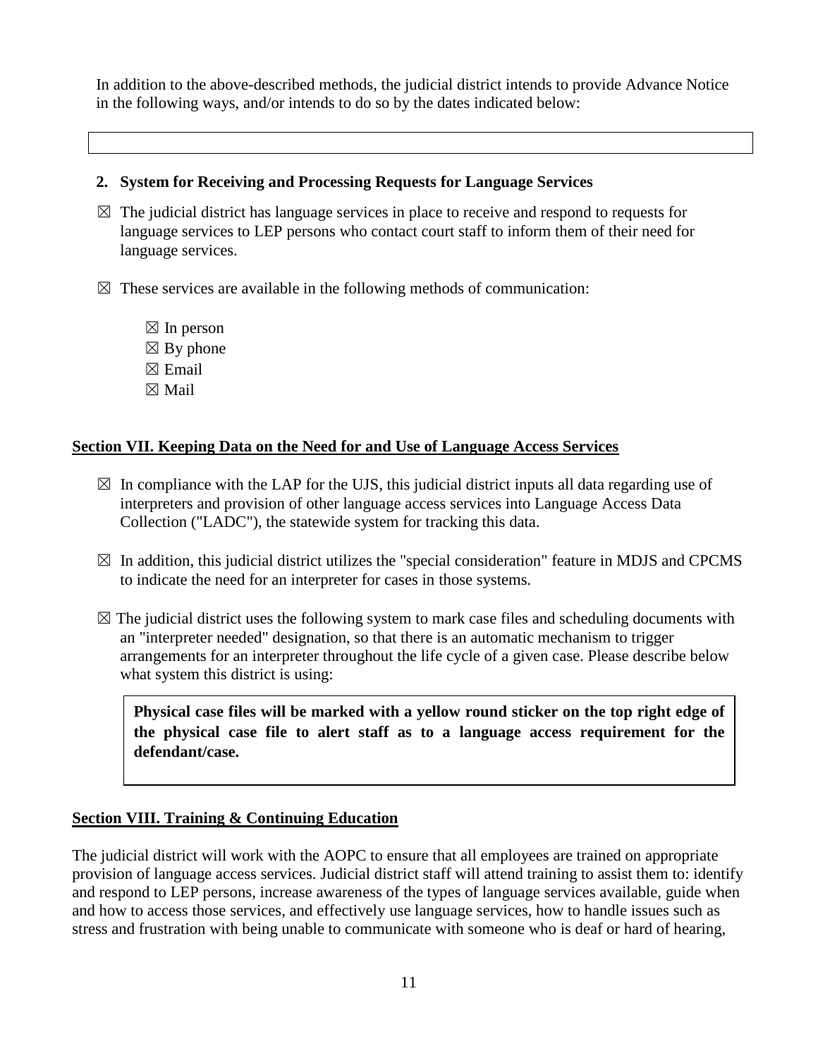In addition to the above-described methods, the judicial district intends to provide Advance Notice in the following ways, and/or intends to do so by the dates indicated below:

**2. System for Receiving and Processing Requests for Language Services**

☒ The judicial district has language services in place to receive and respond to requests for language services to LEP persons who contact court staff to inform them of their need for language services.

☒ These services are available in the following methods of communication:

- ☒ In person
- ☒ By phone
- ☒ Email
- ☒ Mail

## Section VII. Keeping Data on the Need for and Use of Language Access Services

☒ In compliance with the LAP for the UJS, this judicial district inputs all data regarding use of interpreters and provision of other language access services into Language Access Data Collection ("LADC"), the statewide system for tracking this data.

☒ In addition, this judicial district utilizes the "special consideration" feature in MDJS and CPCMS to indicate the need for an interpreter for cases in those systems.

☒ The judicial district uses the following system to mark case files and scheduling documents with an "interpreter needed" designation, so that there is an automatic mechanism to trigger arrangements for an interpreter throughout the life cycle of a given case. Please describe below what system this district is using:

**Physical case files will be marked with a yellow round sticker on the top right edge of the physical case file to alert staff as to a language access requirement for the defendant/case.**

## Section VIII. Training & Continuing Education

The judicial district will work with the AOPC to ensure that all employees are trained on appropriate provision of language access services. Judicial district staff will attend training to assist them to: identify and respond to LEP persons, increase awareness of the types of language services available, guide when and how to access those services, and effectively use language services, how to handle issues such as stress and frustration with being unable to communicate with someone who is deaf or hard of hearing,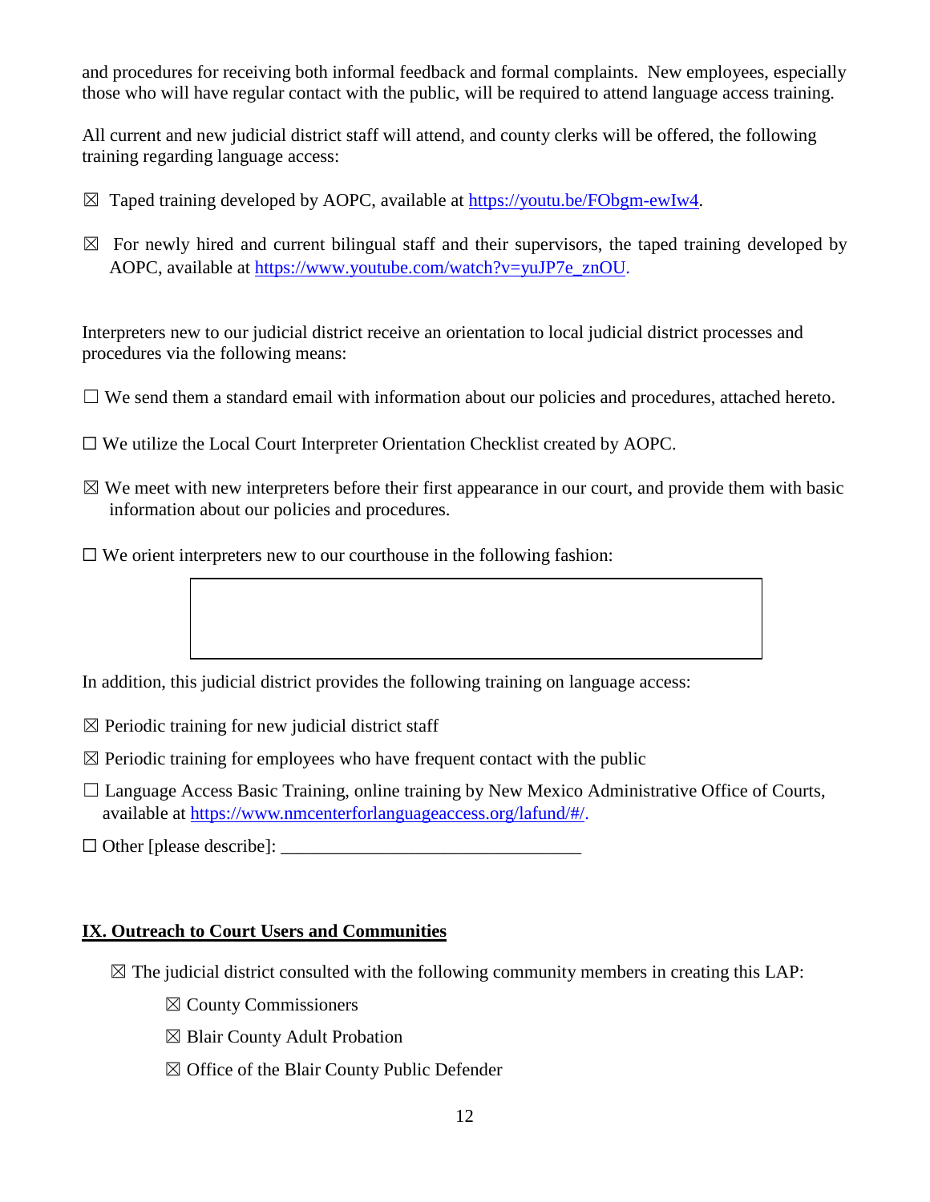and procedures for receiving both informal feedback and formal complaints. New employees, especially those who will have regular contact with the public, will be required to attend language access training.

All current and new judicial district staff will attend, and county clerks will be offered, the following training regarding language access:

☒ Taped training developed by AOPC, available at https://youtu.be/FObgm-ewIw4.

☒ For newly hired and current bilingual staff and their supervisors, the taped training developed by AOPC, available at https://www.youtube.com/watch?v=yuJP7e_znOU.

Interpreters new to our judicial district receive an orientation to local judicial district processes and procedures via the following means:

☐ We send them a standard email with information about our policies and procedures, attached hereto.

☐ We utilize the Local Court Interpreter Orientation Checklist created by AOPC.

☒ We meet with new interpreters before their first appearance in our court, and provide them with basic information about our policies and procedures.

☐ We orient interpreters new to our courthouse in the following fashion:

In addition, this judicial district provides the following training on language access:

☒ Periodic training for new judicial district staff

☒ Periodic training for employees who have frequent contact with the public

☐ Language Access Basic Training, online training by New Mexico Administrative Office of Courts, available at https://www.nmcenterforlanguageaccess.org/lafund/#/.

☐ Other [please describe]: ________________________________

## IX. Outreach to Court Users and Communities

☒ The judicial district consulted with the following community members in creating this LAP:

- ☒ County Commissioners
- ☒ Blair County Adult Probation
- ☒ Office of the Blair County Public Defender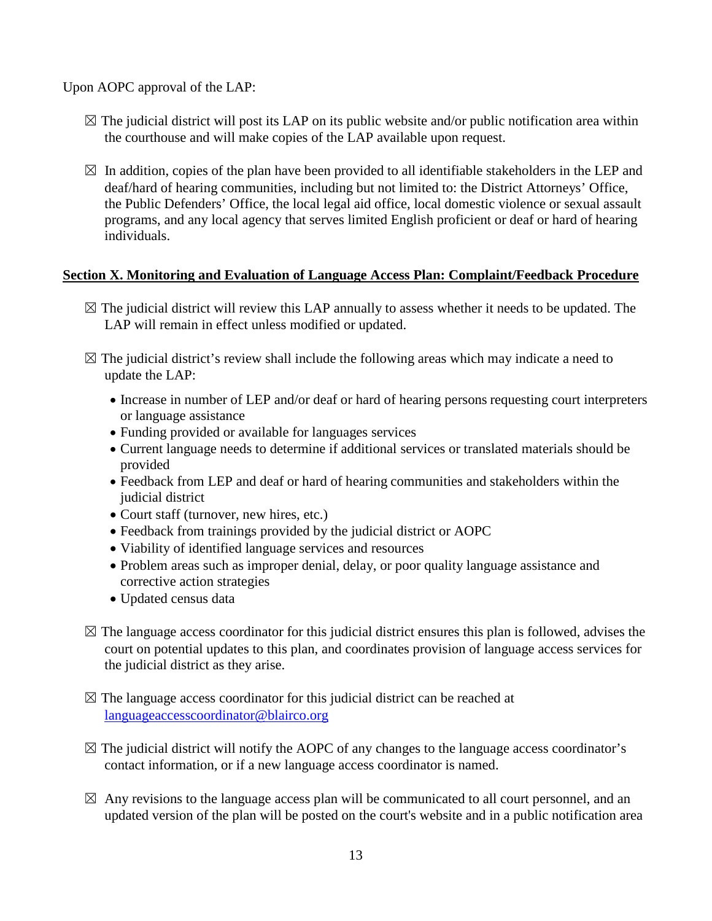Upon AOPC approval of the LAP:

☒ The judicial district will post its LAP on its public website and/or public notification area within the courthouse and will make copies of the LAP available upon request.

☒ In addition, copies of the plan have been provided to all identifiable stakeholders in the LEP and deaf/hard of hearing communities, including but not limited to: the District Attorneys' Office, the Public Defenders' Office, the local legal aid office, local domestic violence or sexual assault programs, and any local agency that serves limited English proficient or deaf or hard of hearing individuals.

**Section X. Monitoring and Evaluation of Language Access Plan: Complaint/Feedback Procedure**

☒ The judicial district will review this LAP annually to assess whether it needs to be updated. The LAP will remain in effect unless modified or updated.

☒ The judicial district's review shall include the following areas which may indicate a need to update the LAP:

- Increase in number of LEP and/or deaf or hard of hearing persons requesting court interpreters or language assistance
- Funding provided or available for languages services
- Current language needs to determine if additional services or translated materials should be provided
- Feedback from LEP and deaf or hard of hearing communities and stakeholders within the judicial district
- Court staff (turnover, new hires, etc.)
- Feedback from trainings provided by the judicial district or AOPC
- Viability of identified language services and resources
- Problem areas such as improper denial, delay, or poor quality language assistance and corrective action strategies
- Updated census data

☒ The language access coordinator for this judicial district ensures this plan is followed, advises the court on potential updates to this plan, and coordinates provision of language access services for the judicial district as they arise.

☒ The language access coordinator for this judicial district can be reached at languageaccesscoordinator@blairco.org

☒ The judicial district will notify the AOPC of any changes to the language access coordinator's contact information, or if a new language access coordinator is named.

☒ Any revisions to the language access plan will be communicated to all court personnel, and an updated version of the plan will be posted on the court's website and in a public notification area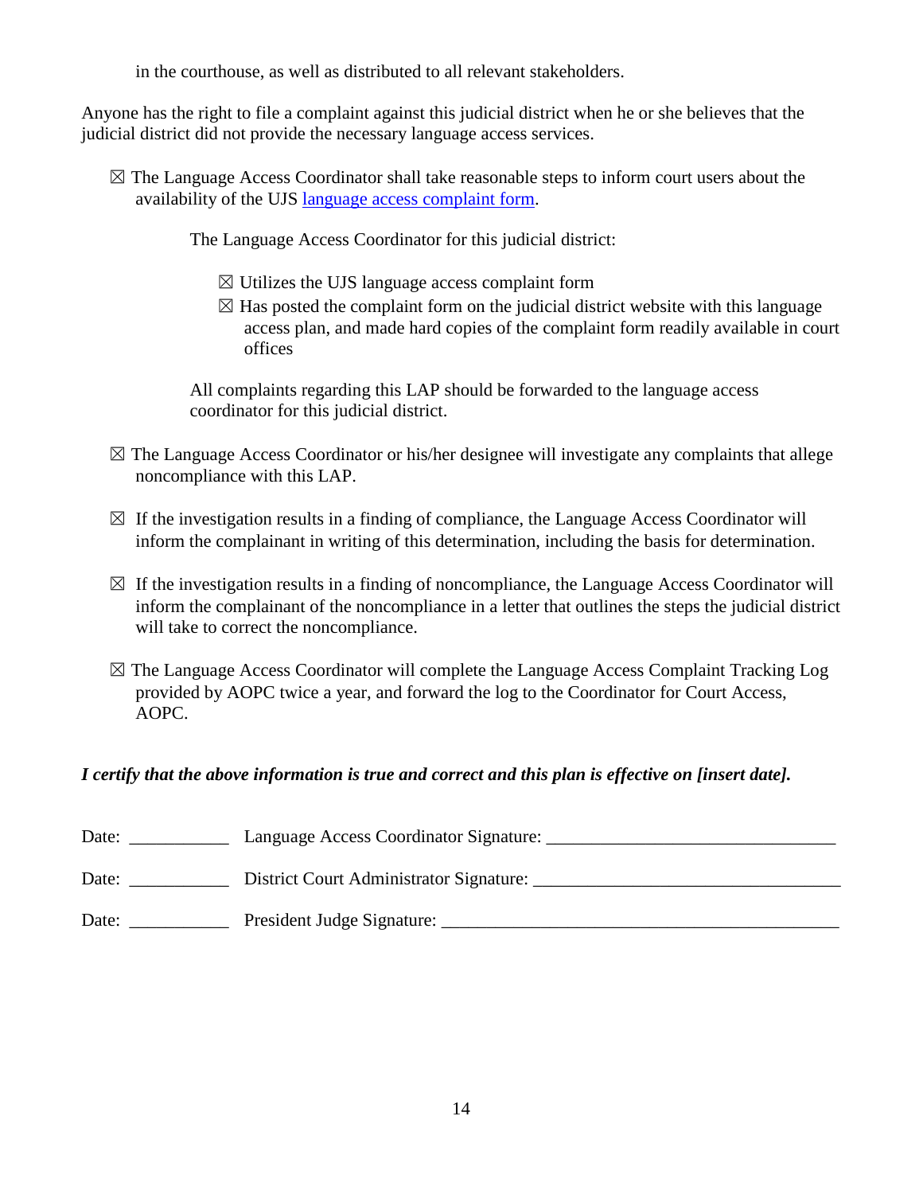in the courthouse, as well as distributed to all relevant stakeholders.

Anyone has the right to file a complaint against this judicial district when he or she believes that the judicial district did not provide the necessary language access services.

☒ The Language Access Coordinator shall take reasonable steps to inform court users about the availability of the UJS language access complaint form.

The Language Access Coordinator for this judicial district:

☒ Utilizes the UJS language access complaint form
☒ Has posted the complaint form on the judicial district website with this language access plan, and made hard copies of the complaint form readily available in court offices

All complaints regarding this LAP should be forwarded to the language access coordinator for this judicial district.

☒ The Language Access Coordinator or his/her designee will investigate any complaints that allege noncompliance with this LAP.

☒ If the investigation results in a finding of compliance, the Language Access Coordinator will inform the complainant in writing of this determination, including the basis for determination.

☒ If the investigation results in a finding of noncompliance, the Language Access Coordinator will inform the complainant of the noncompliance in a letter that outlines the steps the judicial district will take to correct the noncompliance.

☒ The Language Access Coordinator will complete the Language Access Complaint Tracking Log provided by AOPC twice a year, and forward the log to the Coordinator for Court Access, AOPC.

***I certify that the above information is true and correct and this plan is effective on [insert date].***

Date: ___________ Language Access Coordinator Signature: _______________________________

Date: ___________ District Court Administrator Signature: _________________________________

Date: ___________ President Judge Signature: ____________________________________________